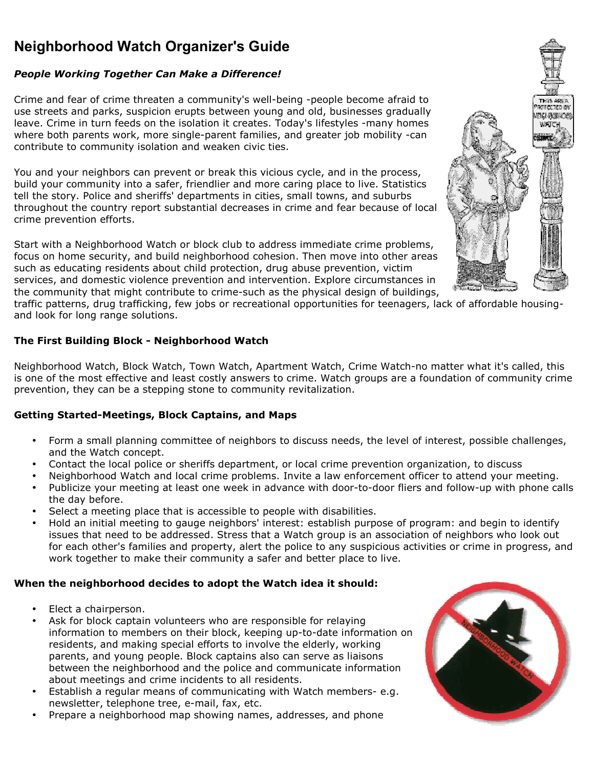# Neighborhood Watch Organizer's Guide

***People Working Together Can Make a Difference!***

Crime and fear of crime threaten a community's well-being -people become afraid to use streets and parks, suspicion erupts between young and old, businesses gradually leave. Crime in turn feeds on the isolation it creates. Today's lifestyles -many homes where both parents work, more single-parent families, and greater job mobility -can contribute to community isolation and weaken civic ties.

You and your neighbors can prevent or break this vicious cycle, and in the process, build your community into a safer, friendlier and more caring place to live. Statistics tell the story. Police and sheriffs' departments in cities, small towns, and suburbs throughout the country report substantial decreases in crime and fear because of local crime prevention efforts.

Start with a Neighborhood Watch or block club to address immediate crime problems, focus on home security, and build neighborhood cohesion. Then move into other areas such as educating residents about child protection, drug abuse prevention, victim services, and domestic violence prevention and intervention. Explore circumstances in the community that might contribute to crime-such as the physical design of buildings, traffic patterns, drug trafficking, few jobs or recreational opportunities for teenagers, lack of affordable housing-and look for long range solutions.

### The First Building Block - Neighborhood Watch

Neighborhood Watch, Block Watch, Town Watch, Apartment Watch, Crime Watch-no matter what it's called, this is one of the most effective and least costly answers to crime. Watch groups are a foundation of community crime prevention, they can be a stepping stone to community revitalization.

### Getting Started-Meetings, Block Captains, and Maps

- Form a small planning committee of neighbors to discuss needs, the level of interest, possible challenges, and the Watch concept.
- Contact the local police or sheriffs department, or local crime prevention organization, to discuss
- Neighborhood Watch and local crime problems. Invite a law enforcement officer to attend your meeting.
- Publicize your meeting at least one week in advance with door-to-door fliers and follow-up with phone calls the day before.
- Select a meeting place that is accessible to people with disabilities.
- Hold an initial meeting to gauge neighbors' interest: establish purpose of program: and begin to identify issues that need to be addressed. Stress that a Watch group is an association of neighbors who look out for each other's families and property, alert the police to any suspicious activities or crime in progress, and work together to make their community a safer and better place to live.

### When the neighborhood decides to adopt the Watch idea it should:

- Elect a chairperson.
- Ask for block captain volunteers who are responsible for relaying information to members on their block, keeping up-to-date information on residents, and making special efforts to involve the elderly, working parents, and young people. Block captains also can serve as liaisons between the neighborhood and the police and communicate information about meetings and crime incidents to all residents.
- Establish a regular means of communicating with Watch members- e.g. newsletter, telephone tree, e-mail, fax, etc.
- Prepare a neighborhood map showing names, addresses, and phone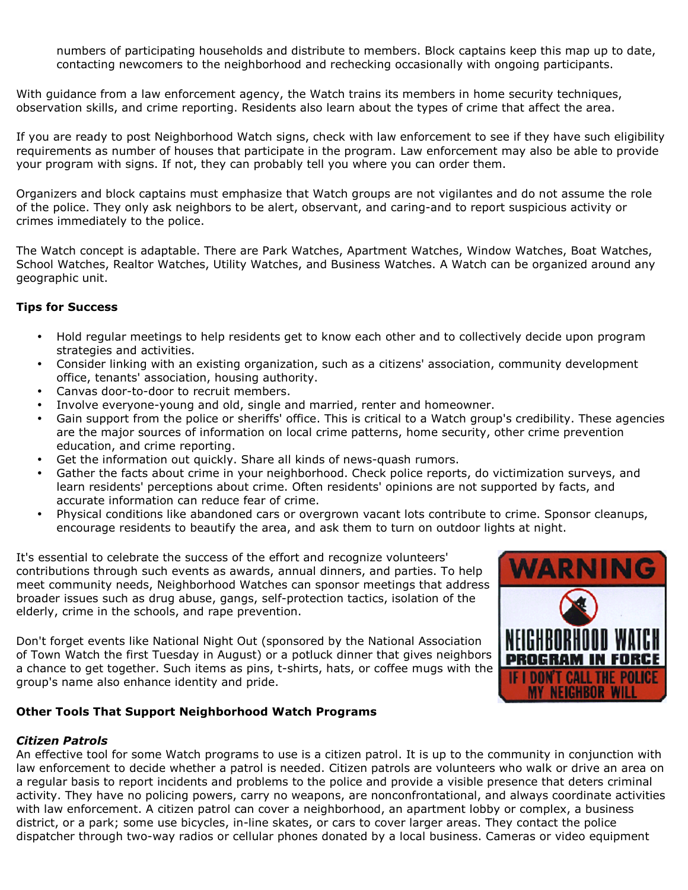numbers of participating households and distribute to members. Block captains keep this map up to date, contacting newcomers to the neighborhood and rechecking occasionally with ongoing participants.

With guidance from a law enforcement agency, the Watch trains its members in home security techniques, observation skills, and crime reporting. Residents also learn about the types of crime that affect the area.

If you are ready to post Neighborhood Watch signs, check with law enforcement to see if they have such eligibility requirements as number of houses that participate in the program. Law enforcement may also be able to provide your program with signs. If not, they can probably tell you where you can order them.

Organizers and block captains must emphasize that Watch groups are not vigilantes and do not assume the role of the police. They only ask neighbors to be alert, observant, and caring-and to report suspicious activity or crimes immediately to the police.

The Watch concept is adaptable. There are Park Watches, Apartment Watches, Window Watches, Boat Watches, School Watches, Realtor Watches, Utility Watches, and Business Watches. A Watch can be organized around any geographic unit.

**Tips for Success**

- Hold regular meetings to help residents get to know each other and to collectively decide upon program strategies and activities.
- Consider linking with an existing organization, such as a citizens' association, community development office, tenants' association, housing authority.
- Canvas door-to-door to recruit members.
- Involve everyone-young and old, single and married, renter and homeowner.
- Gain support from the police or sheriffs' office. This is critical to a Watch group's credibility. These agencies are the major sources of information on local crime patterns, home security, other crime prevention education, and crime reporting.
- Get the information out quickly. Share all kinds of news-quash rumors.
- Gather the facts about crime in your neighborhood. Check police reports, do victimization surveys, and learn residents' perceptions about crime. Often residents' opinions are not supported by facts, and accurate information can reduce fear of crime.
- Physical conditions like abandoned cars or overgrown vacant lots contribute to crime. Sponsor cleanups, encourage residents to beautify the area, and ask them to turn on outdoor lights at night.

It's essential to celebrate the success of the effort and recognize volunteers' contributions through such events as awards, annual dinners, and parties. To help meet community needs, Neighborhood Watches can sponsor meetings that address broader issues such as drug abuse, gangs, self-protection tactics, isolation of the elderly, crime in the schools, and rape prevention.

Don't forget events like National Night Out (sponsored by the National Association of Town Watch the first Tuesday in August) or a potluck dinner that gives neighbors a chance to get together. Such items as pins, t-shirts, hats, or coffee mugs with the group's name also enhance identity and pride.

**Other Tools That Support Neighborhood Watch Programs**

***Citizen Patrols***

An effective tool for some Watch programs to use is a citizen patrol. It is up to the community in conjunction with law enforcement to decide whether a patrol is needed. Citizen patrols are volunteers who walk or drive an area on a regular basis to report incidents and problems to the police and provide a visible presence that deters criminal activity. They have no policing powers, carry no weapons, are nonconfrontational, and always coordinate activities with law enforcement. A citizen patrol can cover a neighborhood, an apartment lobby or complex, a business district, or a park; some use bicycles, in-line skates, or cars to cover larger areas. They contact the police dispatcher through two-way radios or cellular phones donated by a local business. Cameras or video equipment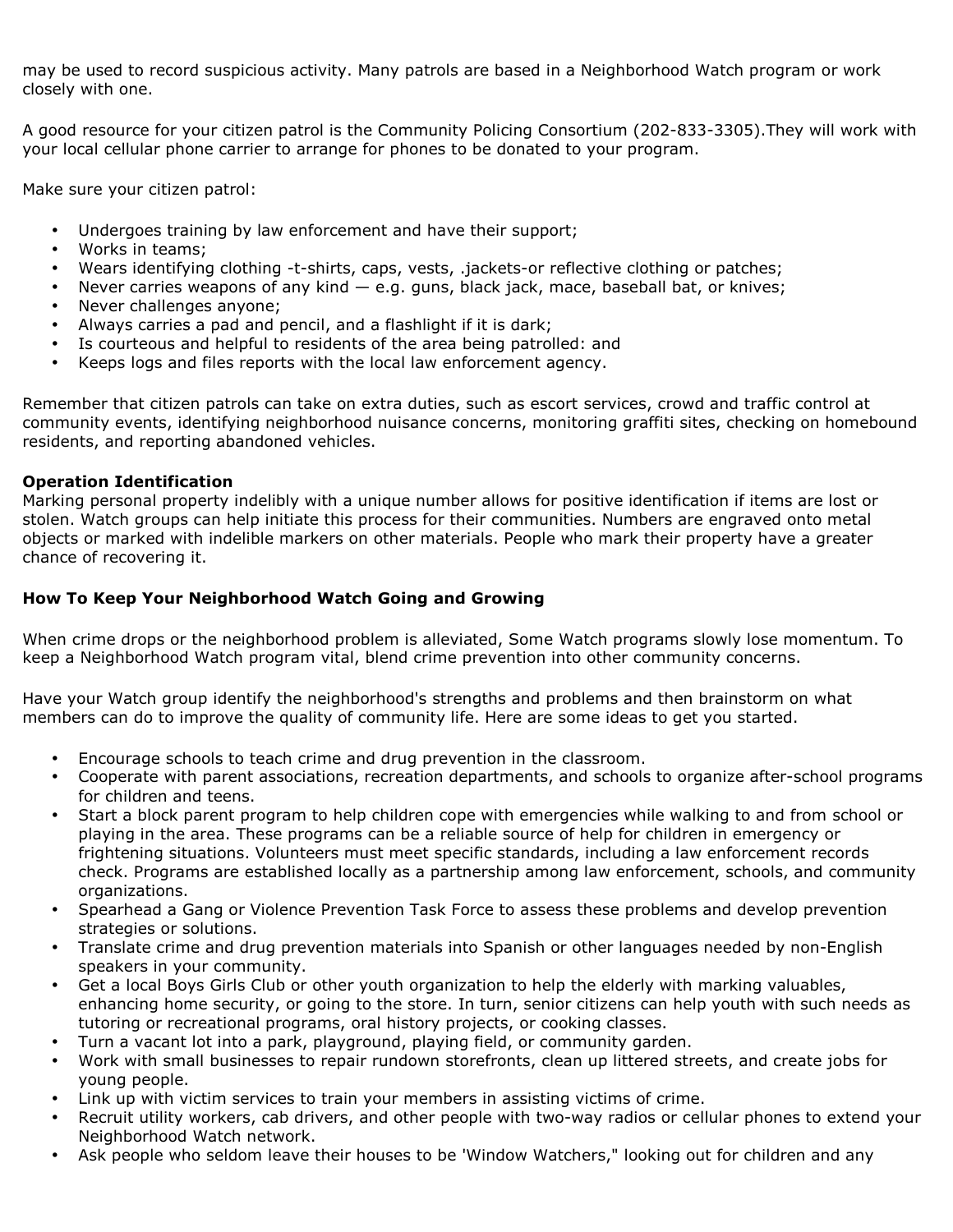may be used to record suspicious activity. Many patrols are based in a Neighborhood Watch program or work closely with one.

A good resource for your citizen patrol is the Community Policing Consortium (202-833-3305).They will work with your local cellular phone carrier to arrange for phones to be donated to your program.

Make sure your citizen patrol:

- Undergoes training by law enforcement and have their support;
- Works in teams;
- Wears identifying clothing -t-shirts, caps, vests, .jackets-or reflective clothing or patches;
- Never carries weapons of any kind — e.g. guns, black jack, mace, baseball bat, or knives;
- Never challenges anyone;
- Always carries a pad and pencil, and a flashlight if it is dark;
- Is courteous and helpful to residents of the area being patrolled: and
- Keeps logs and files reports with the local law enforcement agency.

Remember that citizen patrols can take on extra duties, such as escort services, crowd and traffic control at community events, identifying neighborhood nuisance concerns, monitoring graffiti sites, checking on homebound residents, and reporting abandoned vehicles.

**Operation Identification**
Marking personal property indelibly with a unique number allows for positive identification if items are lost or stolen. Watch groups can help initiate this process for their communities. Numbers are engraved onto metal objects or marked with indelible markers on other materials. People who mark their property have a greater chance of recovering it.

**How To Keep Your Neighborhood Watch Going and Growing**

When crime drops or the neighborhood problem is alleviated, Some Watch programs slowly lose momentum. To keep a Neighborhood Watch program vital, blend crime prevention into other community concerns.

Have your Watch group identify the neighborhood's strengths and problems and then brainstorm on what members can do to improve the quality of community life. Here are some ideas to get you started.

- Encourage schools to teach crime and drug prevention in the classroom.
- Cooperate with parent associations, recreation departments, and schools to organize after-school programs for children and teens.
- Start a block parent program to help children cope with emergencies while walking to and from school or playing in the area. These programs can be a reliable source of help for children in emergency or frightening situations. Volunteers must meet specific standards, including a law enforcement records check. Programs are established locally as a partnership among law enforcement, schools, and community organizations.
- Spearhead a Gang or Violence Prevention Task Force to assess these problems and develop prevention strategies or solutions.
- Translate crime and drug prevention materials into Spanish or other languages needed by non-English speakers in your community.
- Get a local Boys Girls Club or other youth organization to help the elderly with marking valuables, enhancing home security, or going to the store. In turn, senior citizens can help youth with such needs as tutoring or recreational programs, oral history projects, or cooking classes.
- Turn a vacant lot into a park, playground, playing field, or community garden.
- Work with small businesses to repair rundown storefronts, clean up littered streets, and create jobs for young people.
- Link up with victim services to train your members in assisting victims of crime.
- Recruit utility workers, cab drivers, and other people with two-way radios or cellular phones to extend your Neighborhood Watch network.
- Ask people who seldom leave their houses to be 'Window Watchers," looking out for children and any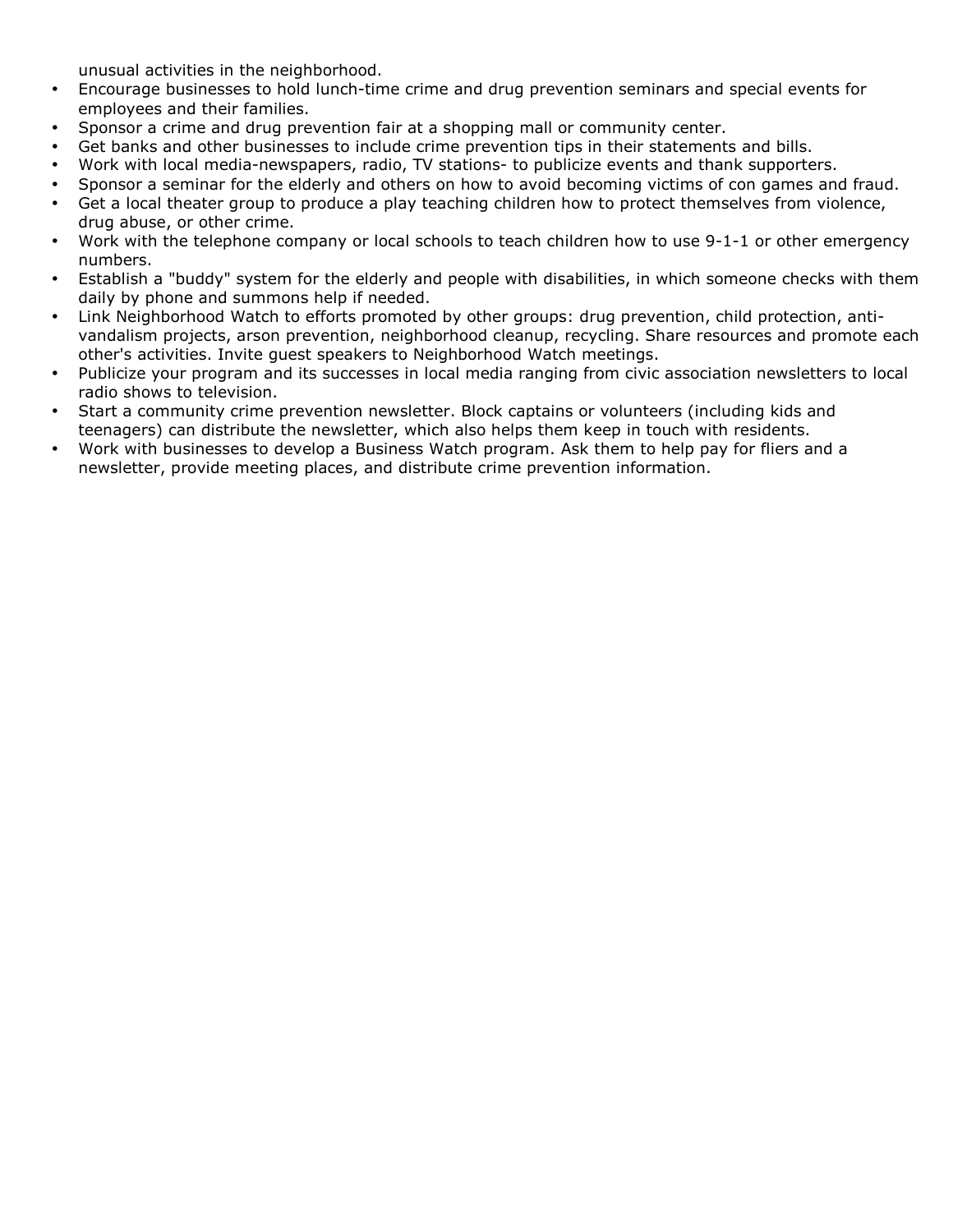unusual activities in the neighborhood.

- Encourage businesses to hold lunch-time crime and drug prevention seminars and special events for employees and their families.
- Sponsor a crime and drug prevention fair at a shopping mall or community center.
- Get banks and other businesses to include crime prevention tips in their statements and bills.
- Work with local media-newspapers, radio, TV stations- to publicize events and thank supporters.
- Sponsor a seminar for the elderly and others on how to avoid becoming victims of con games and fraud.
- Get a local theater group to produce a play teaching children how to protect themselves from violence, drug abuse, or other crime.
- Work with the telephone company or local schools to teach children how to use 9-1-1 or other emergency numbers.
- Establish a "buddy" system for the elderly and people with disabilities, in which someone checks with them daily by phone and summons help if needed.
- Link Neighborhood Watch to efforts promoted by other groups: drug prevention, child protection, anti-vandalism projects, arson prevention, neighborhood cleanup, recycling. Share resources and promote each other's activities. Invite guest speakers to Neighborhood Watch meetings.
- Publicize your program and its successes in local media ranging from civic association newsletters to local radio shows to television.
- Start a community crime prevention newsletter. Block captains or volunteers (including kids and teenagers) can distribute the newsletter, which also helps them keep in touch with residents.
- Work with businesses to develop a Business Watch program. Ask them to help pay for fliers and a newsletter, provide meeting places, and distribute crime prevention information.